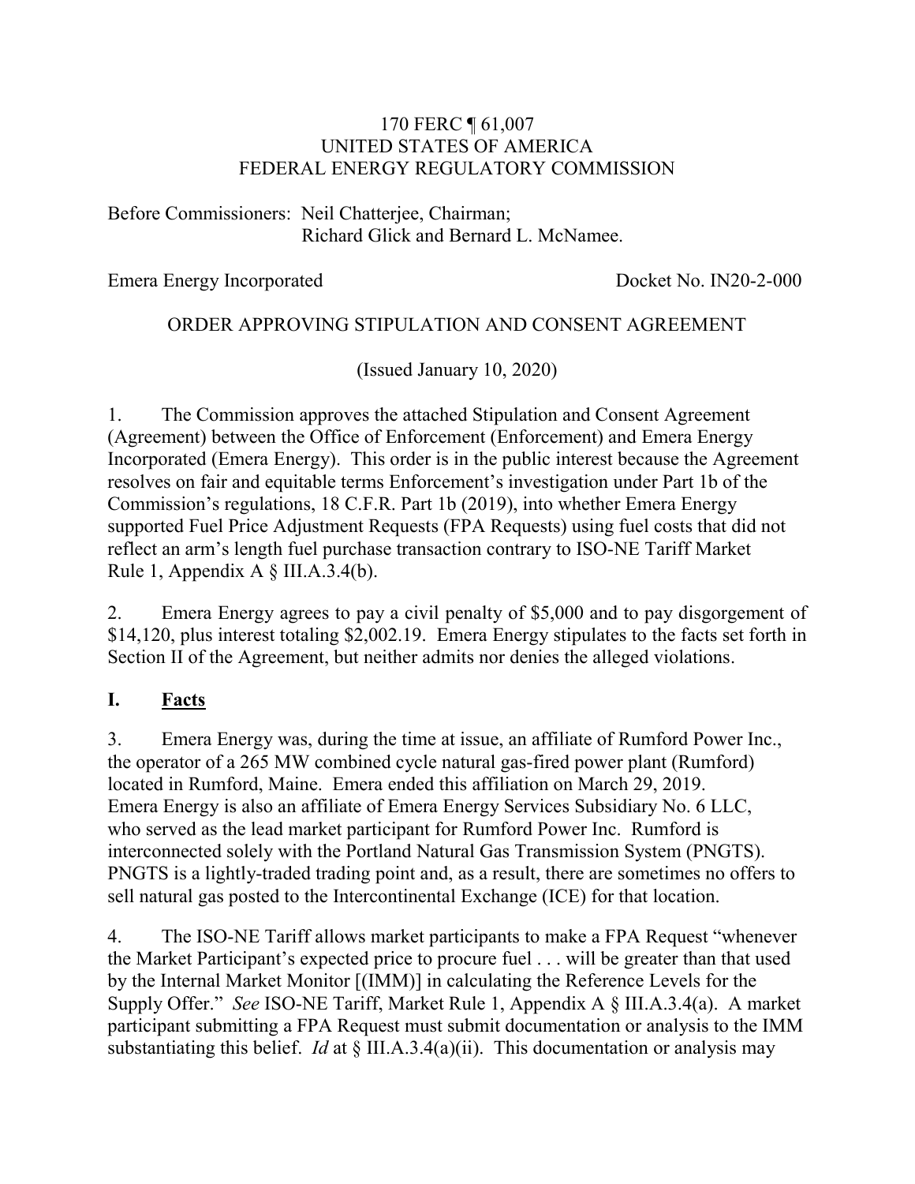170 FERC ¶ 61,007
UNITED STATES OF AMERICA
FEDERAL ENERGY REGULATORY COMMISSION

Before Commissioners: Neil Chatterjee, Chairman;
Richard Glick and Bernard L. McNamee.

Emera Energy Incorporated Docket No. IN20-2-000

ORDER APPROVING STIPULATION AND CONSENT AGREEMENT

(Issued January 10, 2020)

1. The Commission approves the attached Stipulation and Consent Agreement (Agreement) between the Office of Enforcement (Enforcement) and Emera Energy Incorporated (Emera Energy). This order is in the public interest because the Agreement resolves on fair and equitable terms Enforcement's investigation under Part 1b of the Commission's regulations, 18 C.F.R. Part 1b (2019), into whether Emera Energy supported Fuel Price Adjustment Requests (FPA Requests) using fuel costs that did not reflect an arm's length fuel purchase transaction contrary to ISO-NE Tariff Market Rule 1, Appendix A § III.A.3.4(b).

2. Emera Energy agrees to pay a civil penalty of $5,000 and to pay disgorgement of $14,120, plus interest totaling $2,002.19. Emera Energy stipulates to the facts set forth in Section II of the Agreement, but neither admits nor denies the alleged violations.

## I. Facts

3. Emera Energy was, during the time at issue, an affiliate of Rumford Power Inc., the operator of a 265 MW combined cycle natural gas-fired power plant (Rumford) located in Rumford, Maine. Emera ended this affiliation on March 29, 2019. Emera Energy is also an affiliate of Emera Energy Services Subsidiary No. 6 LLC, who served as the lead market participant for Rumford Power Inc. Rumford is interconnected solely with the Portland Natural Gas Transmission System (PNGTS). PNGTS is a lightly-traded trading point and, as a result, there are sometimes no offers to sell natural gas posted to the Intercontinental Exchange (ICE) for that location.

4. The ISO-NE Tariff allows market participants to make a FPA Request "whenever the Market Participant's expected price to procure fuel . . . will be greater than that used by the Internal Market Monitor [(IMM)] in calculating the Reference Levels for the Supply Offer." *See* ISO-NE Tariff, Market Rule 1, Appendix A § III.A.3.4(a). A market participant submitting a FPA Request must submit documentation or analysis to the IMM substantiating this belief. *Id* at § III.A.3.4(a)(ii). This documentation or analysis may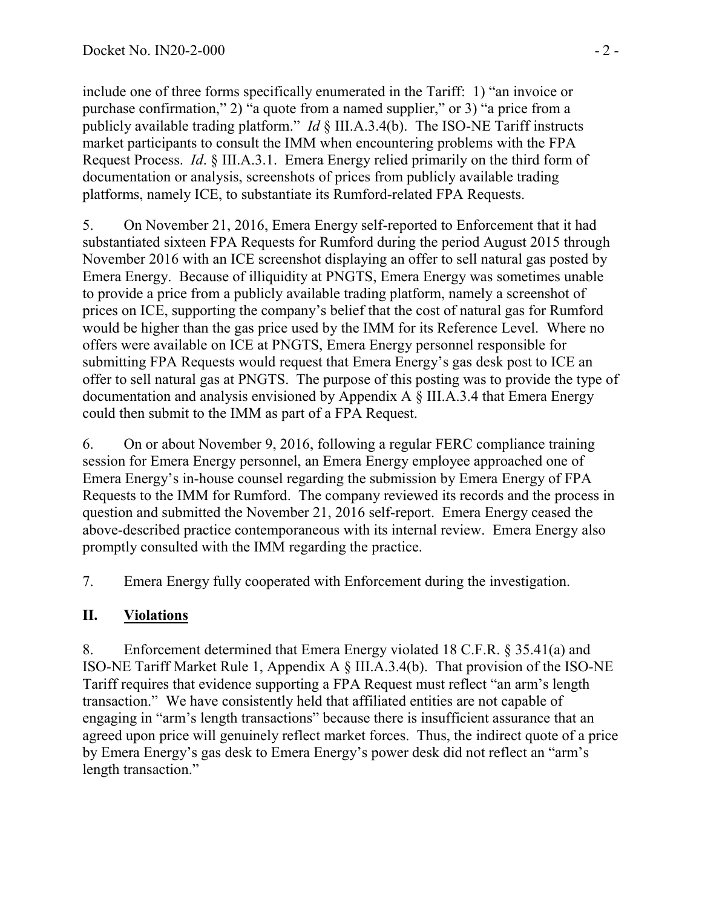include one of three forms specifically enumerated in the Tariff: 1) "an invoice or purchase confirmation," 2) "a quote from a named supplier," or 3) "a price from a publicly available trading platform." *Id* § III.A.3.4(b). The ISO-NE Tariff instructs market participants to consult the IMM when encountering problems with the FPA Request Process. *Id*. § III.A.3.1. Emera Energy relied primarily on the third form of documentation or analysis, screenshots of prices from publicly available trading platforms, namely ICE, to substantiate its Rumford-related FPA Requests.

5. On November 21, 2016, Emera Energy self-reported to Enforcement that it had substantiated sixteen FPA Requests for Rumford during the period August 2015 through November 2016 with an ICE screenshot displaying an offer to sell natural gas posted by Emera Energy. Because of illiquidity at PNGTS, Emera Energy was sometimes unable to provide a price from a publicly available trading platform, namely a screenshot of prices on ICE, supporting the company's belief that the cost of natural gas for Rumford would be higher than the gas price used by the IMM for its Reference Level. Where no offers were available on ICE at PNGTS, Emera Energy personnel responsible for submitting FPA Requests would request that Emera Energy's gas desk post to ICE an offer to sell natural gas at PNGTS. The purpose of this posting was to provide the type of documentation and analysis envisioned by Appendix A § III.A.3.4 that Emera Energy could then submit to the IMM as part of a FPA Request.

6. On or about November 9, 2016, following a regular FERC compliance training session for Emera Energy personnel, an Emera Energy employee approached one of Emera Energy's in-house counsel regarding the submission by Emera Energy of FPA Requests to the IMM for Rumford. The company reviewed its records and the process in question and submitted the November 21, 2016 self-report. Emera Energy ceased the above-described practice contemporaneous with its internal review. Emera Energy also promptly consulted with the IMM regarding the practice.

7. Emera Energy fully cooperated with Enforcement during the investigation.

## II. <u>Violations</u>

8. Enforcement determined that Emera Energy violated 18 C.F.R. § 35.41(a) and ISO-NE Tariff Market Rule 1, Appendix A § III.A.3.4(b). That provision of the ISO-NE Tariff requires that evidence supporting a FPA Request must reflect "an arm's length transaction." We have consistently held that affiliated entities are not capable of engaging in "arm's length transactions" because there is insufficient assurance that an agreed upon price will genuinely reflect market forces. Thus, the indirect quote of a price by Emera Energy's gas desk to Emera Energy's power desk did not reflect an "arm's length transaction."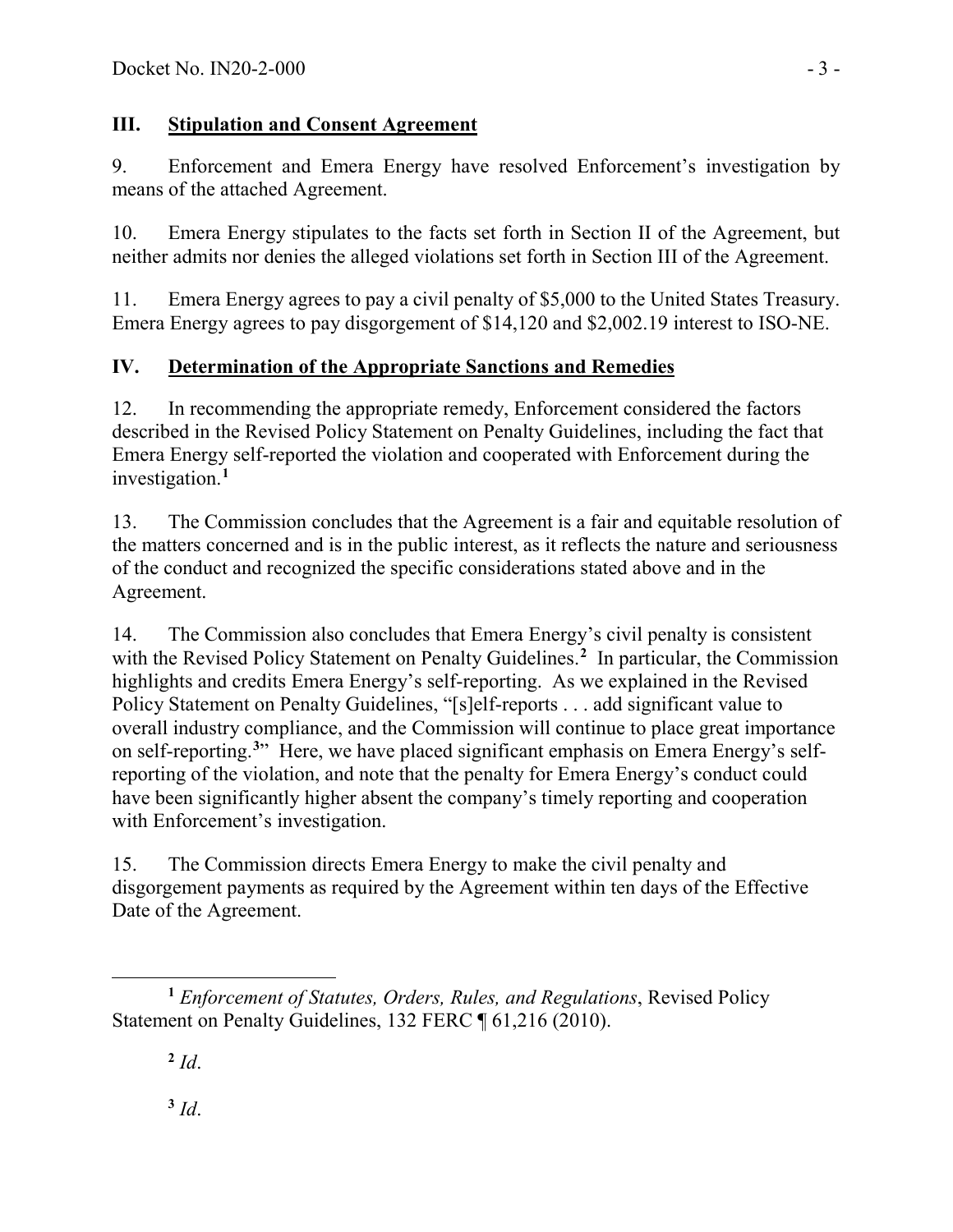## III. Stipulation and Consent Agreement

9. Enforcement and Emera Energy have resolved Enforcement's investigation by means of the attached Agreement.

10. Emera Energy stipulates to the facts set forth in Section II of the Agreement, but neither admits nor denies the alleged violations set forth in Section III of the Agreement.

11. Emera Energy agrees to pay a civil penalty of $5,000 to the United States Treasury. Emera Energy agrees to pay disgorgement of $14,120 and $2,002.19 interest to ISO-NE.

## IV. Determination of the Appropriate Sanctions and Remedies

12. In recommending the appropriate remedy, Enforcement considered the factors described in the Revised Policy Statement on Penalty Guidelines, including the fact that Emera Energy self-reported the violation and cooperated with Enforcement during the investigation.[1]

13. The Commission concludes that the Agreement is a fair and equitable resolution of the matters concerned and is in the public interest, as it reflects the nature and seriousness of the conduct and recognized the specific considerations stated above and in the Agreement.

14. The Commission also concludes that Emera Energy's civil penalty is consistent with the Revised Policy Statement on Penalty Guidelines.[2] In particular, the Commission highlights and credits Emera Energy's self-reporting. As we explained in the Revised Policy Statement on Penalty Guidelines, "[s]elf-reports . . . add significant value to overall industry compliance, and the Commission will continue to place great importance on self-reporting.[3]" Here, we have placed significant emphasis on Emera Energy's self-reporting of the violation, and note that the penalty for Emera Energy's conduct could have been significantly higher absent the company's timely reporting and cooperation with Enforcement's investigation.

15. The Commission directs Emera Energy to make the civil penalty and disgorgement payments as required by the Agreement within ten days of the Effective Date of the Agreement.

---

[1] *Enforcement of Statutes, Orders, Rules, and Regulations*, Revised Policy Statement on Penalty Guidelines, 132 FERC ¶ 61,216 (2010).

[2] *Id*.

[3] *Id*.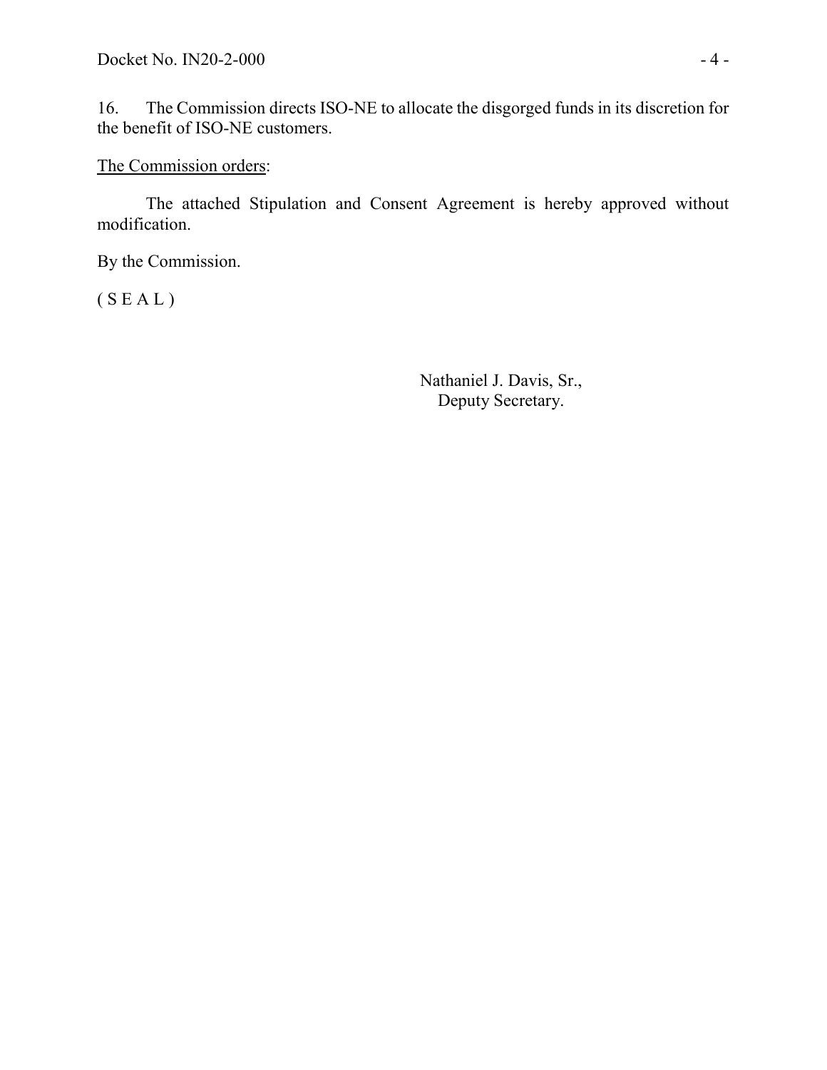16. The Commission directs ISO-NE to allocate the disgorged funds in its discretion for the benefit of ISO-NE customers.

<u>The Commission orders</u>:

The attached Stipulation and Consent Agreement is hereby approved without modification.

By the Commission.

( S E A L )

Nathaniel J. Davis, Sr.,
Deputy Secretary.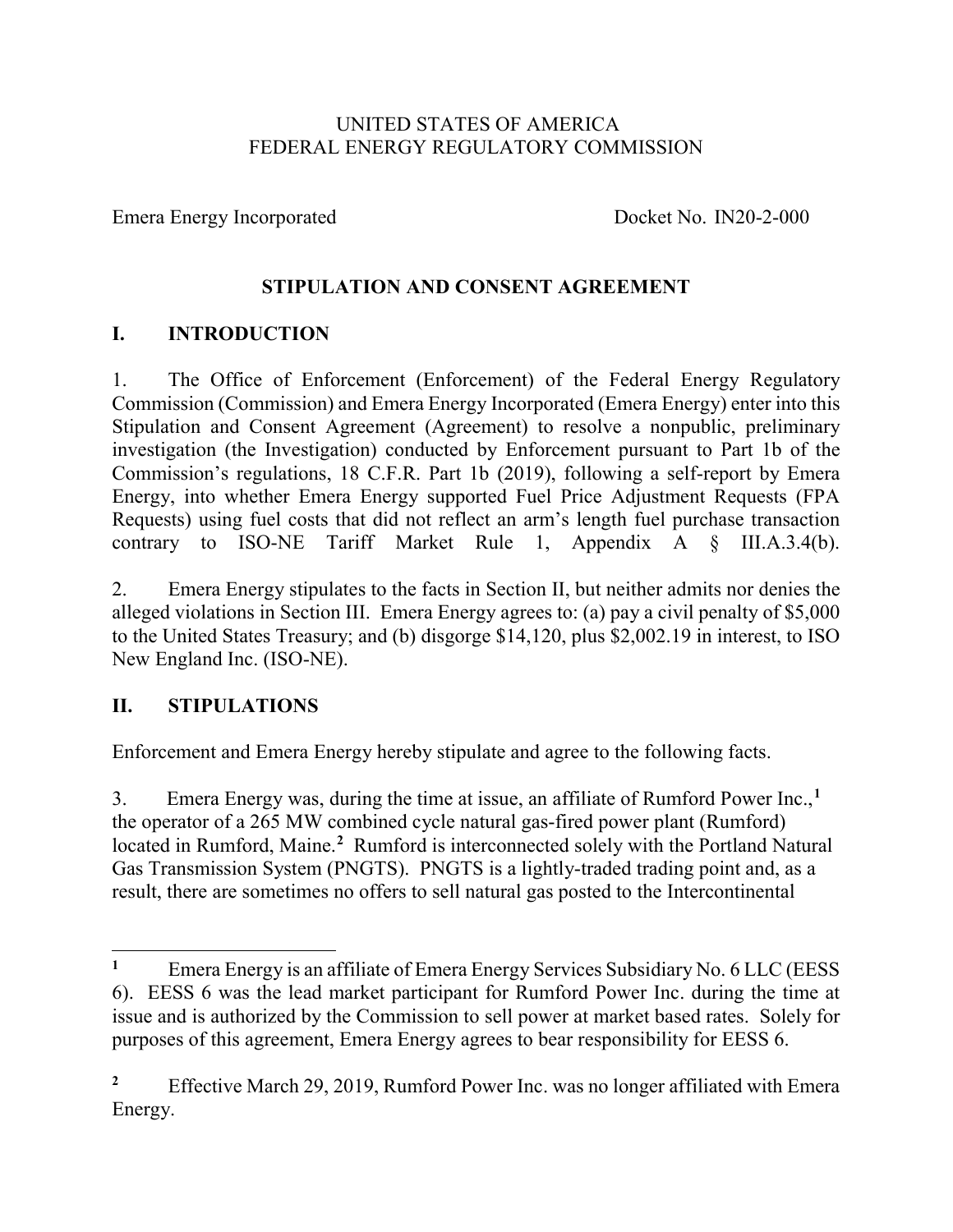UNITED STATES OF AMERICA
FEDERAL ENERGY REGULATORY COMMISSION

Emera Energy Incorporated Docket No. IN20-2-000

## STIPULATION AND CONSENT AGREEMENT

## I. INTRODUCTION

1. The Office of Enforcement (Enforcement) of the Federal Energy Regulatory Commission (Commission) and Emera Energy Incorporated (Emera Energy) enter into this Stipulation and Consent Agreement (Agreement) to resolve a nonpublic, preliminary investigation (the Investigation) conducted by Enforcement pursuant to Part 1b of the Commission's regulations, 18 C.F.R. Part 1b (2019), following a self-report by Emera Energy, into whether Emera Energy supported Fuel Price Adjustment Requests (FPA Requests) using fuel costs that did not reflect an arm's length fuel purchase transaction contrary to ISO-NE Tariff Market Rule 1, Appendix A § III.A.3.4(b).

2. Emera Energy stipulates to the facts in Section II, but neither admits nor denies the alleged violations in Section III. Emera Energy agrees to: (a) pay a civil penalty of $5,000 to the United States Treasury; and (b) disgorge $14,120, plus $2,002.19 in interest, to ISO New England Inc. (ISO-NE).

## II. STIPULATIONS

Enforcement and Emera Energy hereby stipulate and agree to the following facts.

3. Emera Energy was, during the time at issue, an affiliate of Rumford Power Inc.,[1] the operator of a 265 MW combined cycle natural gas-fired power plant (Rumford) located in Rumford, Maine.[2] Rumford is interconnected solely with the Portland Natural Gas Transmission System (PNGTS). PNGTS is a lightly-traded trading point and, as a result, there are sometimes no offers to sell natural gas posted to the Intercontinental

---

[1] Emera Energy is an affiliate of Emera Energy Services Subsidiary No. 6 LLC (EESS 6). EESS 6 was the lead market participant for Rumford Power Inc. during the time at issue and is authorized by the Commission to sell power at market based rates. Solely for purposes of this agreement, Emera Energy agrees to bear responsibility for EESS 6.

[2] Effective March 29, 2019, Rumford Power Inc. was no longer affiliated with Emera Energy.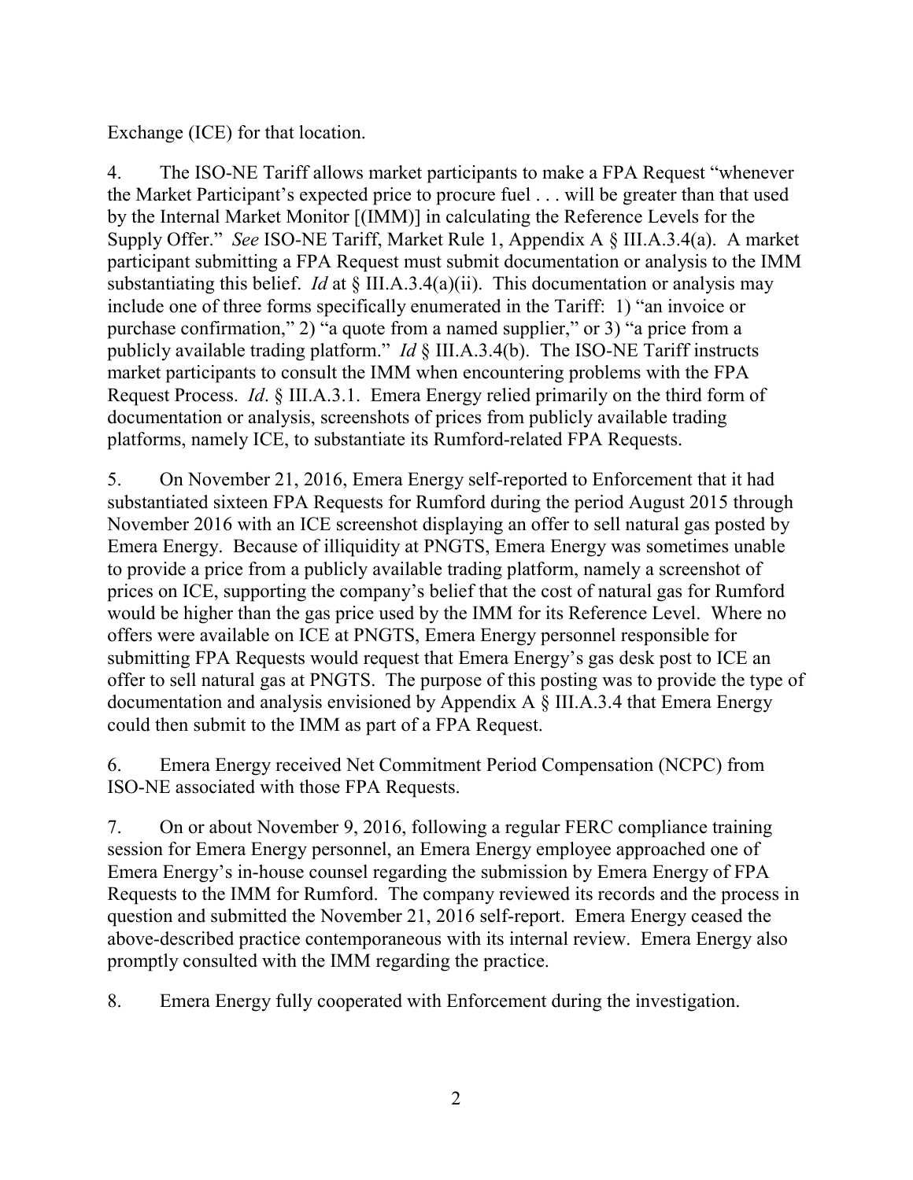Exchange (ICE) for that location.

4. The ISO-NE Tariff allows market participants to make a FPA Request "whenever the Market Participant's expected price to procure fuel . . . will be greater than that used by the Internal Market Monitor [(IMM)] in calculating the Reference Levels for the Supply Offer." *See* ISO-NE Tariff, Market Rule 1, Appendix A § III.A.3.4(a). A market participant submitting a FPA Request must submit documentation or analysis to the IMM substantiating this belief. *Id* at § III.A.3.4(a)(ii). This documentation or analysis may include one of three forms specifically enumerated in the Tariff: 1) "an invoice or purchase confirmation," 2) "a quote from a named supplier," or 3) "a price from a publicly available trading platform." *Id* § III.A.3.4(b). The ISO-NE Tariff instructs market participants to consult the IMM when encountering problems with the FPA Request Process. *Id*. § III.A.3.1. Emera Energy relied primarily on the third form of documentation or analysis, screenshots of prices from publicly available trading platforms, namely ICE, to substantiate its Rumford-related FPA Requests.

5. On November 21, 2016, Emera Energy self-reported to Enforcement that it had substantiated sixteen FPA Requests for Rumford during the period August 2015 through November 2016 with an ICE screenshot displaying an offer to sell natural gas posted by Emera Energy. Because of illiquidity at PNGTS, Emera Energy was sometimes unable to provide a price from a publicly available trading platform, namely a screenshot of prices on ICE, supporting the company's belief that the cost of natural gas for Rumford would be higher than the gas price used by the IMM for its Reference Level. Where no offers were available on ICE at PNGTS, Emera Energy personnel responsible for submitting FPA Requests would request that Emera Energy's gas desk post to ICE an offer to sell natural gas at PNGTS. The purpose of this posting was to provide the type of documentation and analysis envisioned by Appendix A § III.A.3.4 that Emera Energy could then submit to the IMM as part of a FPA Request.

6. Emera Energy received Net Commitment Period Compensation (NCPC) from ISO-NE associated with those FPA Requests.

7. On or about November 9, 2016, following a regular FERC compliance training session for Emera Energy personnel, an Emera Energy employee approached one of Emera Energy's in-house counsel regarding the submission by Emera Energy of FPA Requests to the IMM for Rumford. The company reviewed its records and the process in question and submitted the November 21, 2016 self-report. Emera Energy ceased the above-described practice contemporaneous with its internal review. Emera Energy also promptly consulted with the IMM regarding the practice.

8. Emera Energy fully cooperated with Enforcement during the investigation.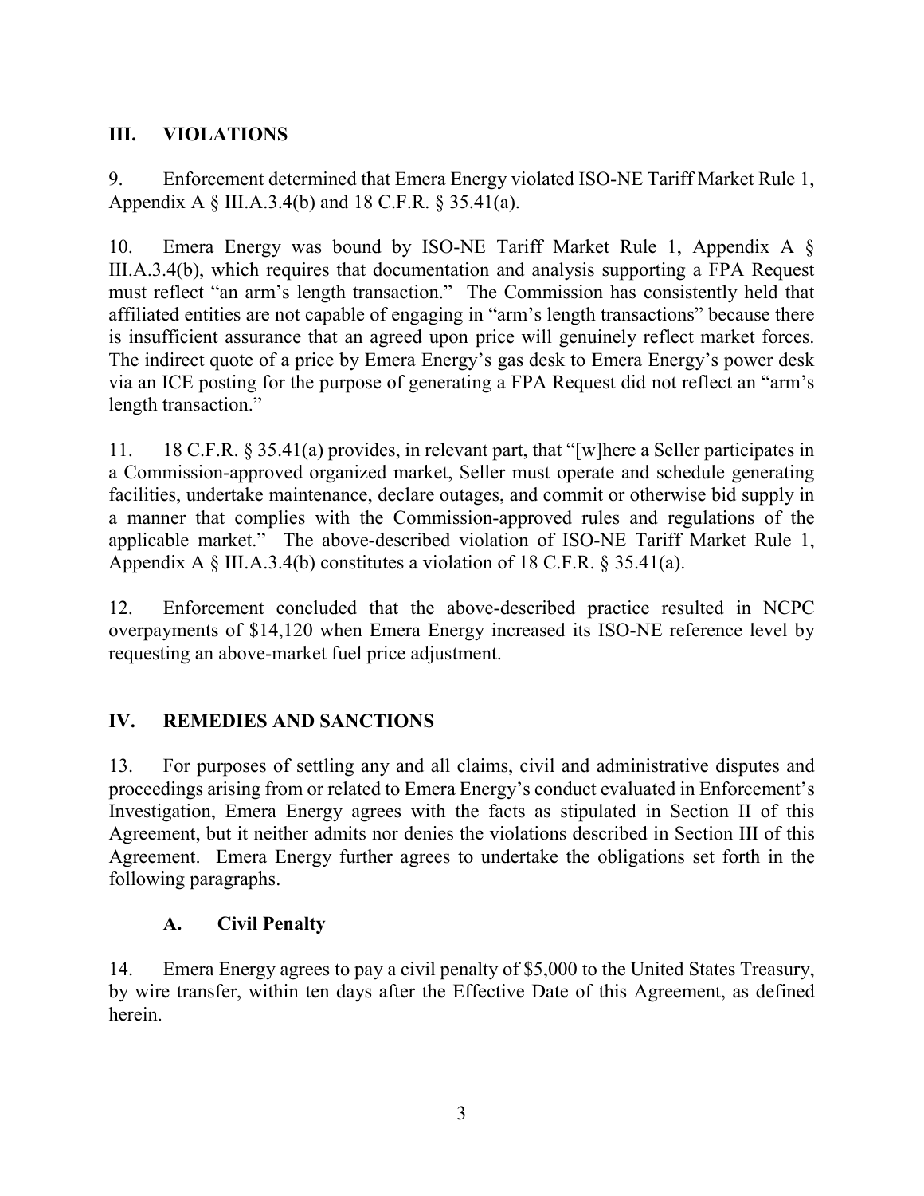## III. VIOLATIONS

9. Enforcement determined that Emera Energy violated ISO-NE Tariff Market Rule 1, Appendix A § III.A.3.4(b) and 18 C.F.R. § 35.41(a).

10. Emera Energy was bound by ISO-NE Tariff Market Rule 1, Appendix A § III.A.3.4(b), which requires that documentation and analysis supporting a FPA Request must reflect "an arm's length transaction." The Commission has consistently held that affiliated entities are not capable of engaging in "arm's length transactions" because there is insufficient assurance that an agreed upon price will genuinely reflect market forces. The indirect quote of a price by Emera Energy's gas desk to Emera Energy's power desk via an ICE posting for the purpose of generating a FPA Request did not reflect an "arm's length transaction."

11. 18 C.F.R. § 35.41(a) provides, in relevant part, that "[w]here a Seller participates in a Commission-approved organized market, Seller must operate and schedule generating facilities, undertake maintenance, declare outages, and commit or otherwise bid supply in a manner that complies with the Commission-approved rules and regulations of the applicable market." The above-described violation of ISO-NE Tariff Market Rule 1, Appendix A § III.A.3.4(b) constitutes a violation of 18 C.F.R. § 35.41(a).

12. Enforcement concluded that the above-described practice resulted in NCPC overpayments of $14,120 when Emera Energy increased its ISO-NE reference level by requesting an above-market fuel price adjustment.

## IV. REMEDIES AND SANCTIONS

13. For purposes of settling any and all claims, civil and administrative disputes and proceedings arising from or related to Emera Energy's conduct evaluated in Enforcement's Investigation, Emera Energy agrees with the facts as stipulated in Section II of this Agreement, but it neither admits nor denies the violations described in Section III of this Agreement. Emera Energy further agrees to undertake the obligations set forth in the following paragraphs.

### A. Civil Penalty

14. Emera Energy agrees to pay a civil penalty of $5,000 to the United States Treasury, by wire transfer, within ten days after the Effective Date of this Agreement, as defined herein.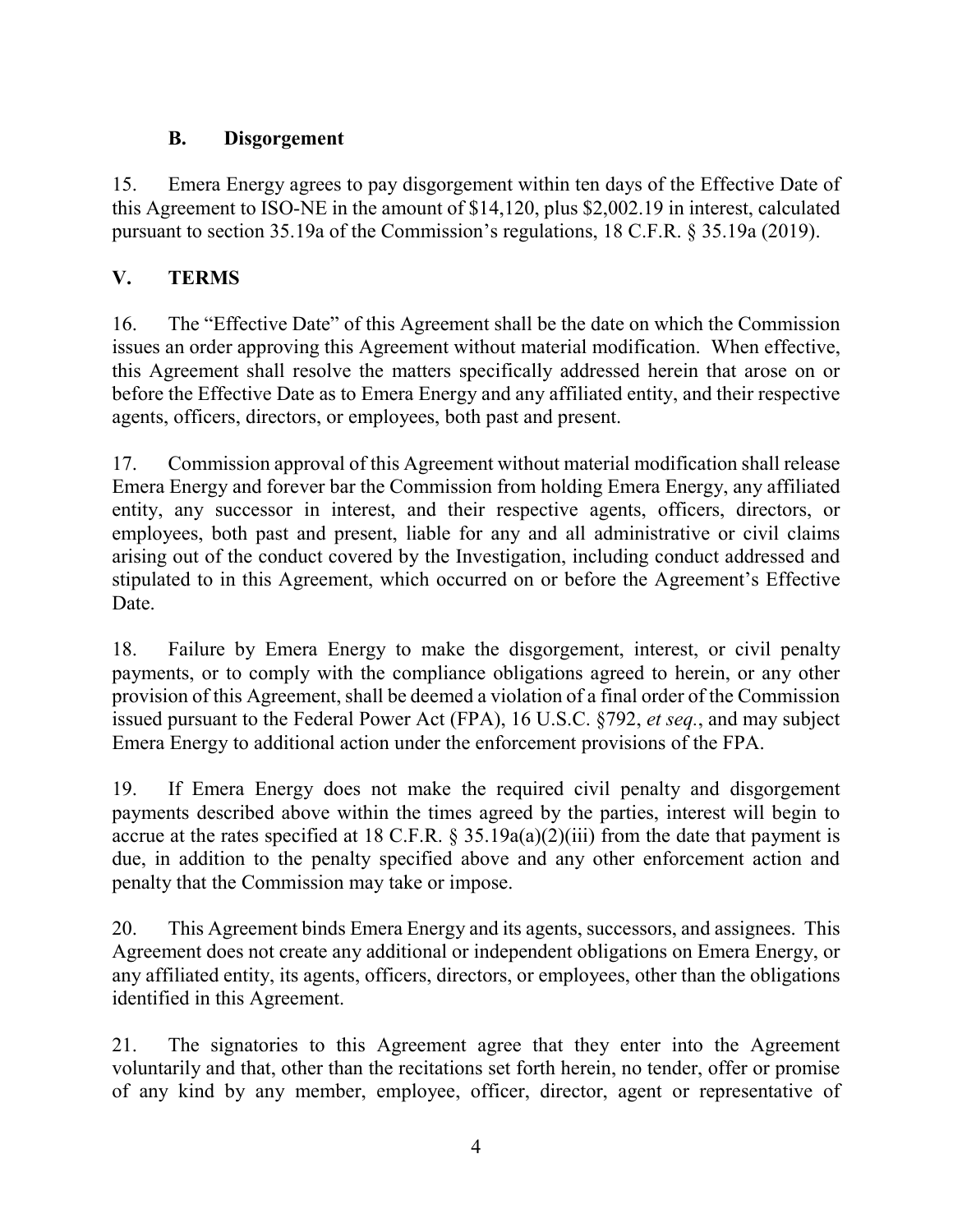### B. Disgorgement

15. Emera Energy agrees to pay disgorgement within ten days of the Effective Date of this Agreement to ISO-NE in the amount of $14,120, plus $2,002.19 in interest, calculated pursuant to section 35.19a of the Commission's regulations, 18 C.F.R. § 35.19a (2019).

## V. TERMS

16. The "Effective Date" of this Agreement shall be the date on which the Commission issues an order approving this Agreement without material modification. When effective, this Agreement shall resolve the matters specifically addressed herein that arose on or before the Effective Date as to Emera Energy and any affiliated entity, and their respective agents, officers, directors, or employees, both past and present.

17. Commission approval of this Agreement without material modification shall release Emera Energy and forever bar the Commission from holding Emera Energy, any affiliated entity, any successor in interest, and their respective agents, officers, directors, or employees, both past and present, liable for any and all administrative or civil claims arising out of the conduct covered by the Investigation, including conduct addressed and stipulated to in this Agreement, which occurred on or before the Agreement's Effective Date.

18. Failure by Emera Energy to make the disgorgement, interest, or civil penalty payments, or to comply with the compliance obligations agreed to herein, or any other provision of this Agreement, shall be deemed a violation of a final order of the Commission issued pursuant to the Federal Power Act (FPA), 16 U.S.C. §792, *et seq.*, and may subject Emera Energy to additional action under the enforcement provisions of the FPA.

19. If Emera Energy does not make the required civil penalty and disgorgement payments described above within the times agreed by the parties, interest will begin to accrue at the rates specified at 18 C.F.R. § 35.19a(a)(2)(iii) from the date that payment is due, in addition to the penalty specified above and any other enforcement action and penalty that the Commission may take or impose.

20. This Agreement binds Emera Energy and its agents, successors, and assignees. This Agreement does not create any additional or independent obligations on Emera Energy, or any affiliated entity, its agents, officers, directors, or employees, other than the obligations identified in this Agreement.

21. The signatories to this Agreement agree that they enter into the Agreement voluntarily and that, other than the recitations set forth herein, no tender, offer or promise of any kind by any member, employee, officer, director, agent or representative of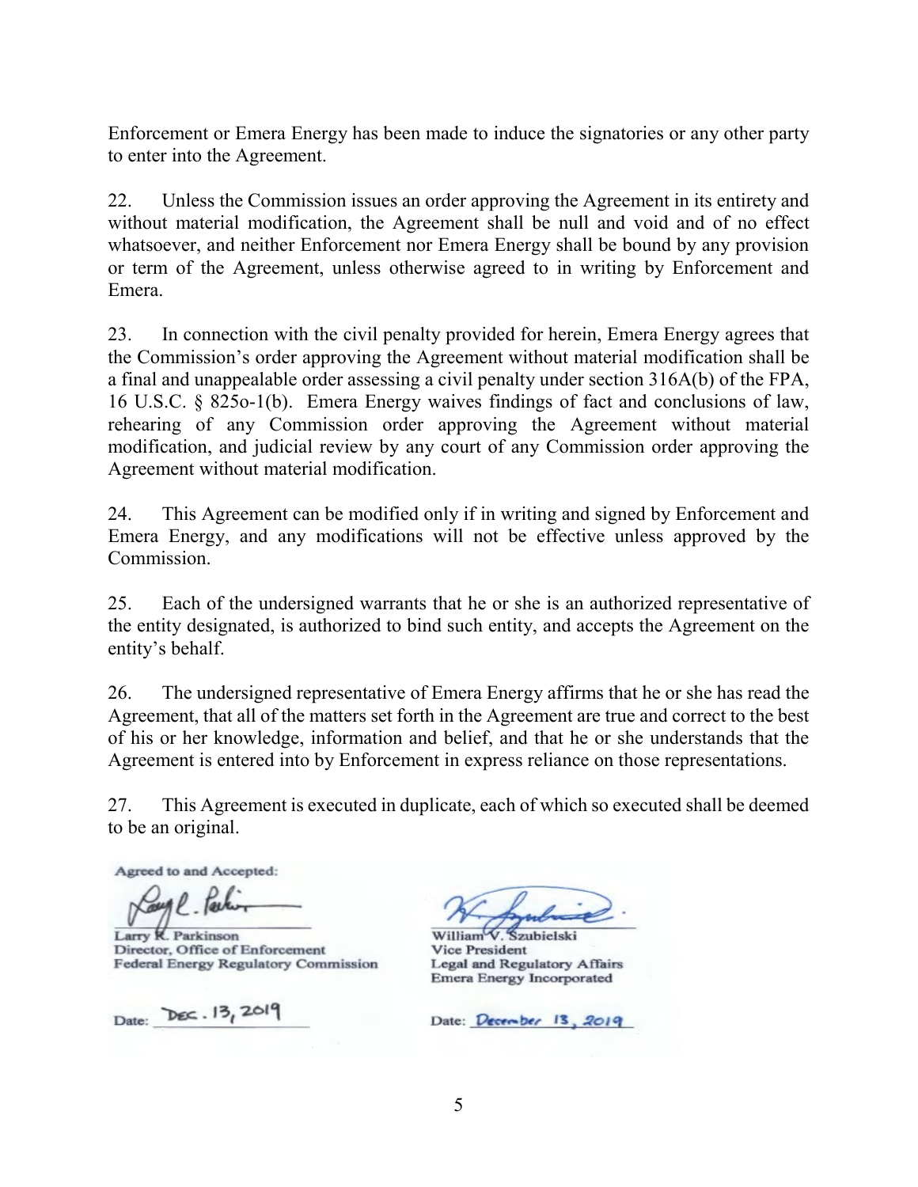Enforcement or Emera Energy has been made to induce the signatories or any other party to enter into the Agreement.

22. Unless the Commission issues an order approving the Agreement in its entirety and without material modification, the Agreement shall be null and void and of no effect whatsoever, and neither Enforcement nor Emera Energy shall be bound by any provision or term of the Agreement, unless otherwise agreed to in writing by Enforcement and Emera.

23. In connection with the civil penalty provided for herein, Emera Energy agrees that the Commission's order approving the Agreement without material modification shall be a final and unappealable order assessing a civil penalty under section 316A(b) of the FPA, 16 U.S.C. § 825o-1(b). Emera Energy waives findings of fact and conclusions of law, rehearing of any Commission order approving the Agreement without material modification, and judicial review by any court of any Commission order approving the Agreement without material modification.

24. This Agreement can be modified only if in writing and signed by Enforcement and Emera Energy, and any modifications will not be effective unless approved by the Commission.

25. Each of the undersigned warrants that he or she is an authorized representative of the entity designated, is authorized to bind such entity, and accepts the Agreement on the entity's behalf.

26. The undersigned representative of Emera Energy affirms that he or she has read the Agreement, that all of the matters set forth in the Agreement are true and correct to the best of his or her knowledge, information and belief, and that he or she understands that the Agreement is entered into by Enforcement in express reliance on those representations.

27. This Agreement is executed in duplicate, each of which so executed shall be deemed to be an original.

Agreed to and Accepted:

Larry R. Parkinson
Director, Office of Enforcement
Federal Energy Regulatory Commission

Date: Dec. 13, 2019

William V. Szubielski
Vice President
Legal and Regulatory Affairs
Emera Energy Incorporated

Date: December 13, 2019